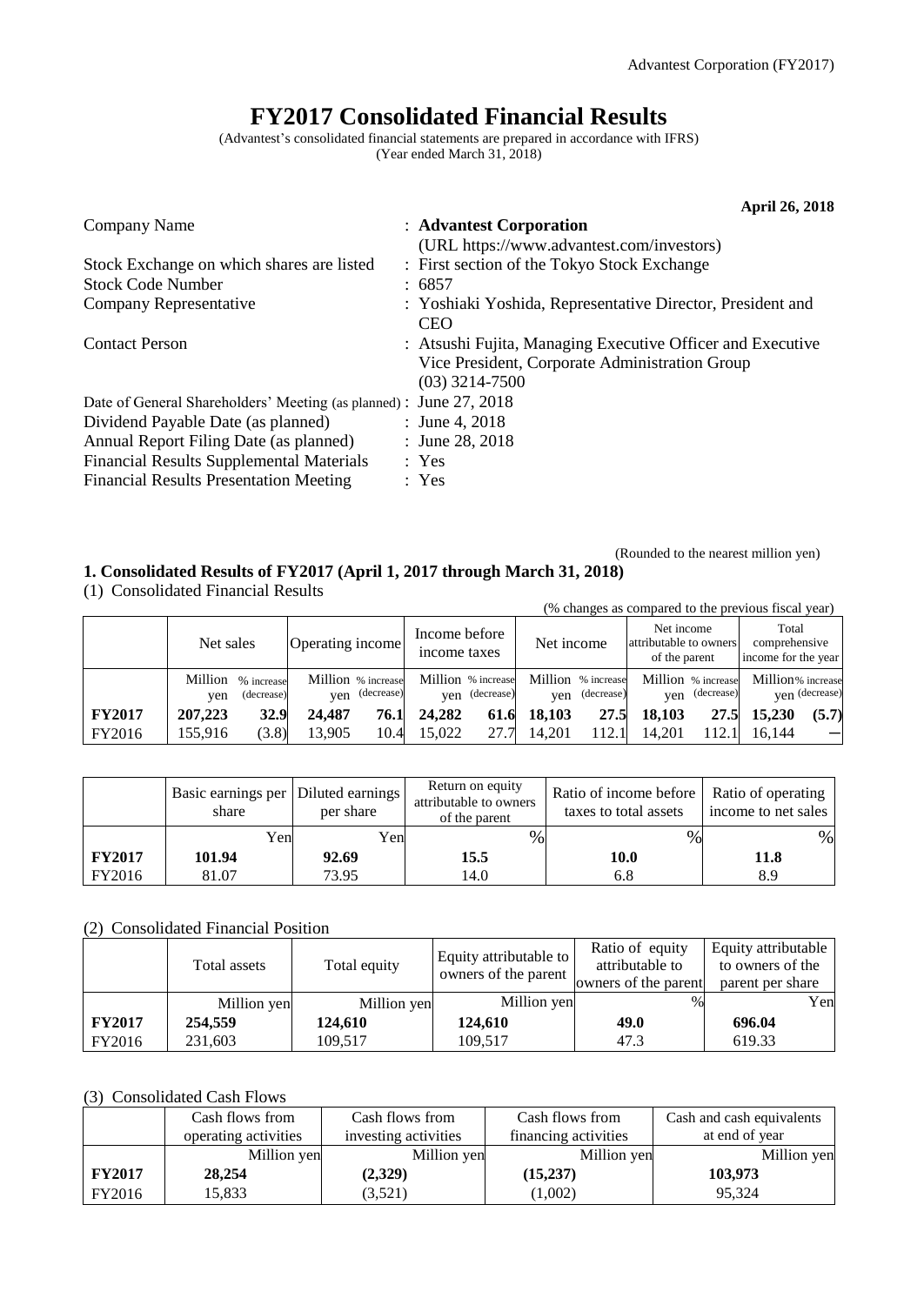# FY2017 Consolidated Financial Results

(Advantest's consolidated financial statements are prepared in accordance with IFRS)
(Year ended March 31, 2018)

**April 26, 2018**

| | |
|---|---|
| Company Name | : **Advantest Corporation** (URL https://www.advantest.com/investors) |
| Stock Exchange on which shares are listed | : First section of the Tokyo Stock Exchange |
| Stock Code Number | : 6857 |
| Company Representative | : Yoshiaki Yoshida, Representative Director, President and CEO |
| Contact Person | : Atsushi Fujita, Managing Executive Officer and Executive Vice President, Corporate Administration Group (03) 3214-7500 |
| Date of General Shareholders' Meeting (as planned) | : June 27, 2018 |
| Dividend Payable Date (as planned) | : June 4, 2018 |
| Annual Report Filing Date (as planned) | : June 28, 2018 |
| Financial Results Supplemental Materials | : Yes |
| Financial Results Presentation Meeting | : Yes |

(Rounded to the nearest million yen)

## 1. Consolidated Results of FY2017 (April 1, 2017 through March 31, 2018)

(1) Consolidated Financial Results

(% changes as compared to the previous fiscal year)

| | Net sales | | Operating income | | Income before income taxes | | Net income | | Net income attributable to owners of the parent | | Total comprehensive income for the year | |
|---|---|---|---|---|---|---|---|---|---|---|---|---|
| | Million yen | % increase (decrease) | Million yen | % increase (decrease) | Million yen | % increase (decrease) | Million yen | % increase (decrease) | Million yen | % increase (decrease) | Million yen | % increase (decrease) |
| **FY2017** | **207,223** | **32.9** | **24,487** | **76.1** | **24,282** | **61.6** | **18,103** | **27.5** | **18,103** | **27.5** | **15,230** | **(5.7)** |
| FY2016 | 155,916 | (3.8) | 13,905 | 10.4 | 15,022 | 27.7 | 14,201 | 112.1 | 14,201 | 112.1 | 16,144 | – |

| | Basic earnings per share | Diluted earnings per share | Return on equity attributable to owners of the parent | Ratio of income before taxes to total assets | Ratio of operating income to net sales |
|---|---|---|---|---|---|
| | Yen | Yen | % | % | % |
| **FY2017** | **101.94** | **92.69** | **15.5** | **10.0** | **11.8** |
| FY2016 | 81.07 | 73.95 | 14.0 | 6.8 | 8.9 |

(2) Consolidated Financial Position

| | Total assets | Total equity | Equity attributable to owners of the parent | Ratio of equity attributable to owners of the parent | Equity attributable to owners of the parent per share |
|---|---|---|---|---|---|
| | Million yen | Million yen | Million yen | % | Yen |
| **FY2017** | **254,559** | **124,610** | **124,610** | **49.0** | **696.04** |
| FY2016 | 231,603 | 109,517 | 109,517 | 47.3 | 619.33 |

(3) Consolidated Cash Flows

| | Cash flows from operating activities | Cash flows from investing activities | Cash flows from financing activities | Cash and cash equivalents at end of year |
|---|---|---|---|---|
| | Million yen | Million yen | Million yen | Million yen |
| **FY2017** | **28,254** | **(2,329)** | **(15,237)** | **103,973** |
| FY2016 | 15,833 | (3,521) | (1,002) | 95,324 |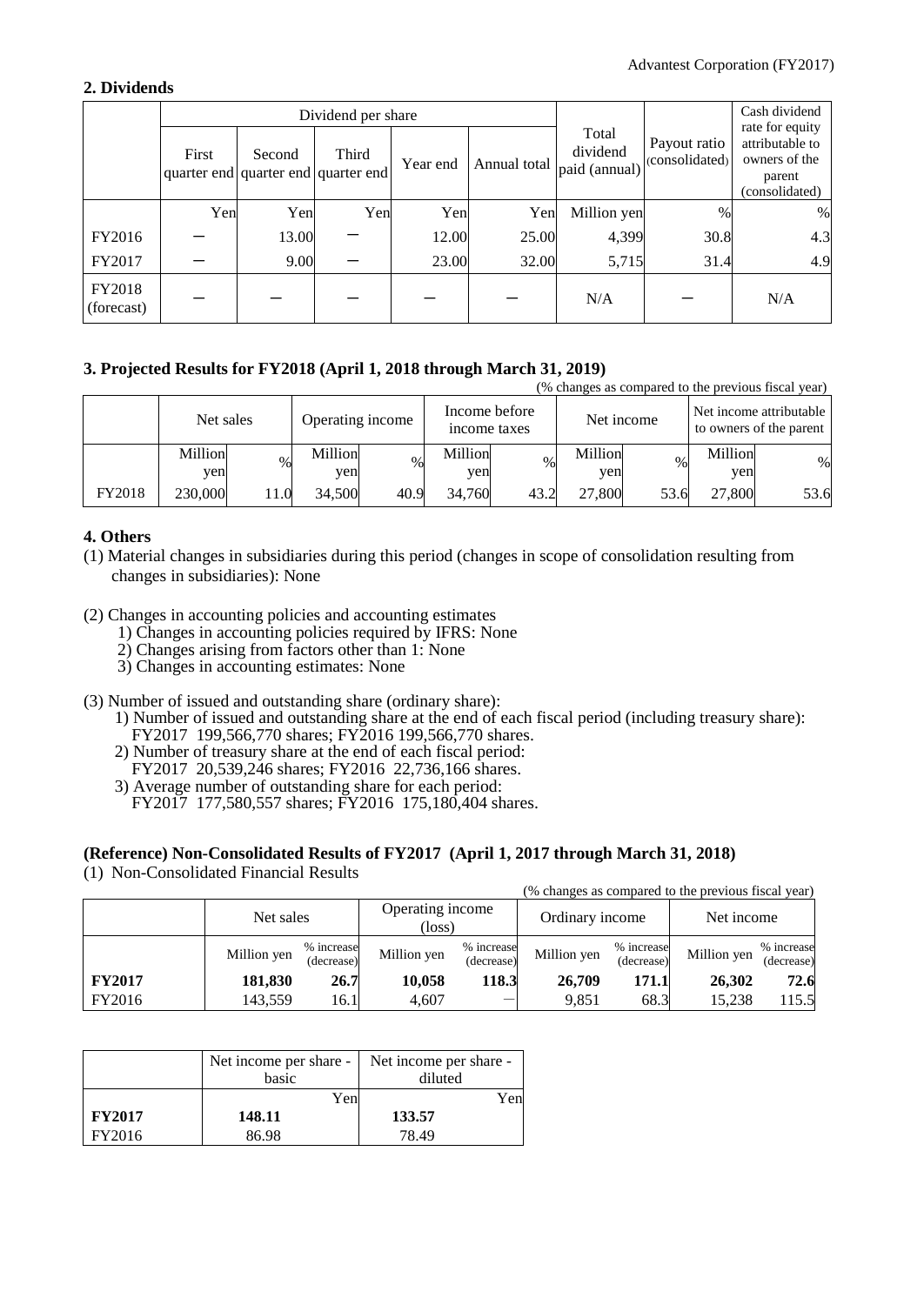## 2. Dividends

| | Dividend per share | | | | | Total dividend paid (annual) | Payout ratio (consolidated) | Cash dividend rate for equity attributable to owners of the parent (consolidated) |
|---|---|---|---|---|---|---|---|---|
| | First quarter end | Second quarter end | Third quarter end | Year end | Annual total | | | |
| | Yen | Yen | Yen | Yen | Yen | Million yen | % | % |
| FY2016 | ― | 13.00 | ― | 12.00 | 25.00 | 4,399 | 30.8 | 4.3 |
| FY2017 | ― | 9.00 | ― | 23.00 | 32.00 | 5,715 | 31.4 | 4.9 |
| FY2018 (forecast) | ― | ― | ― | ― | ― | N/A | ― | N/A |

## 3. Projected Results for FY2018 (April 1, 2018 through March 31, 2019)

(% changes as compared to the previous fiscal year)

| | Net sales | | Operating income | | Income before income taxes | | Net income | | Net income attributable to owners of the parent | |
|---|---|---|---|---|---|---|---|---|---|---|
| | Million yen | % | Million yen | % | Million yen | % | Million yen | % | Million yen | % |
| FY2018 | 230,000 | 11.0 | 34,500 | 40.9 | 34,760 | 43.2 | 27,800 | 53.6 | 27,800 | 53.6 |

## 4. Others

(1) Material changes in subsidiaries during this period (changes in scope of consolidation resulting from changes in subsidiaries): None

(2) Changes in accounting policies and accounting estimates
1) Changes in accounting policies required by IFRS: None
2) Changes arising from factors other than 1: None
3) Changes in accounting estimates: None

(3) Number of issued and outstanding share (ordinary share):
1) Number of issued and outstanding share at the end of each fiscal period (including treasury share):
FY2017 199,566,770 shares; FY2016 199,566,770 shares.
2) Number of treasury share at the end of each fiscal period:
FY2017 20,539,246 shares; FY2016 22,736,166 shares.
3) Average number of outstanding share for each period:
FY2017 177,580,557 shares; FY2016 175,180,404 shares.

## (Reference) Non-Consolidated Results of FY2017 (April 1, 2017 through March 31, 2018)

(1) Non-Consolidated Financial Results

(% changes as compared to the previous fiscal year)

| | Net sales | | Operating income (loss) | | Ordinary income | | Net income | |
|---|---|---|---|---|---|---|---|---|
| | Million yen | % increase (decrease) | Million yen | % increase (decrease) | Million yen | % increase (decrease) | Million yen | % increase (decrease) |
| **FY2017** | **181,830** | **26.7** | **10,058** | **118.3** | **26,709** | **171.1** | **26,302** | **72.6** |
| FY2016 | 143,559 | 16.1 | 4,607 | ― | 9,851 | 68.3 | 15,238 | 115.5 |

| | Net income per share - basic | Net income per share - diluted |
|---|---|---|
| | Yen | Yen |
| **FY2017** | **148.11** | **133.57** |
| FY2016 | 86.98 | 78.49 |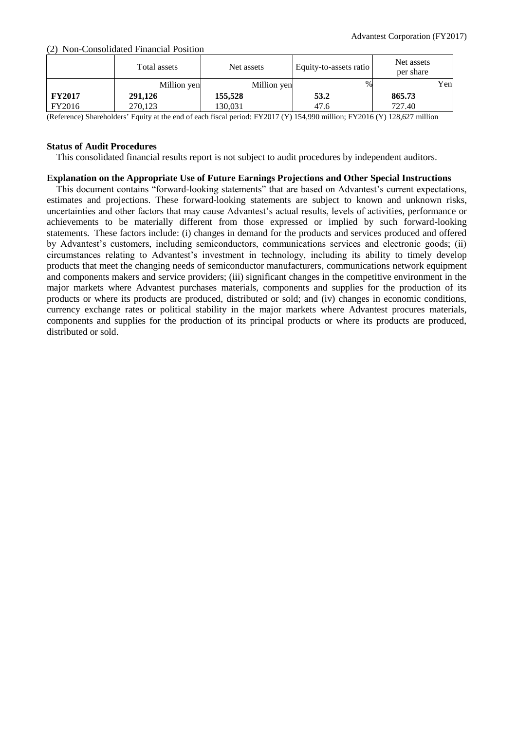(2) Non-Consolidated Financial Position

| | Total assets | Net assets | Equity-to-assets ratio | Net assets per share |
|---|---|---|---|---|
| | Million yen | Million yen | % | Yen |
| **FY2017** | **291,126** | **155,528** | **53.2** | **865.73** |
| FY2016 | 270,123 | 130,031 | 47.6 | 727.40 |

(Reference) Shareholders' Equity at the end of each fiscal period: FY2017 (Y) 154,990 million; FY2016 (Y) 128,627 million

**Status of Audit Procedures**

This consolidated financial results report is not subject to audit procedures by independent auditors.

**Explanation on the Appropriate Use of Future Earnings Projections and Other Special Instructions**

This document contains "forward-looking statements" that are based on Advantest's current expectations, estimates and projections. These forward-looking statements are subject to known and unknown risks, uncertainties and other factors that may cause Advantest's actual results, levels of activities, performance or achievements to be materially different from those expressed or implied by such forward-looking statements. These factors include: (i) changes in demand for the products and services produced and offered by Advantest's customers, including semiconductors, communications services and electronic goods; (ii) circumstances relating to Advantest's investment in technology, including its ability to timely develop products that meet the changing needs of semiconductor manufacturers, communications network equipment and components makers and service providers; (iii) significant changes in the competitive environment in the major markets where Advantest purchases materials, components and supplies for the production of its products or where its products are produced, distributed or sold; and (iv) changes in economic conditions, currency exchange rates or political stability in the major markets where Advantest procures materials, components and supplies for the production of its principal products or where its products are produced, distributed or sold.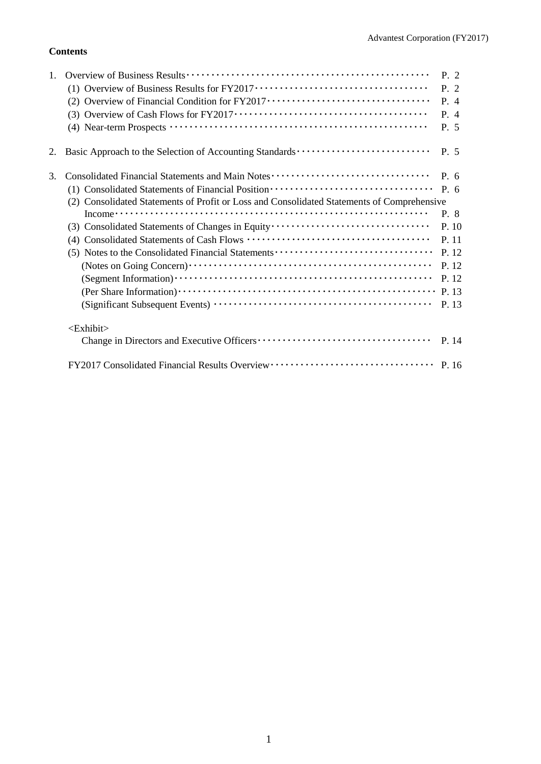**Contents**

1. Overview of Business Results ･････････････････････････････････････････････････ P. 2
   - (1) Overview of Business Results for FY2017 ････････････････････････････････････ P. 2
   - (2) Overview of Financial Condition for FY2017 ･･････････････････････････････････ P. 4
   - (3) Overview of Cash Flows for FY2017 ･････････････････････････････････････････ P. 4
   - (4) Near-term Prospects ････････････････････････････････････････････････････ P. 5

2. Basic Approach to the Selection of Accounting Standards ･･････････････････････････ P. 5

3. Consolidated Financial Statements and Main Notes ････････････････････････････････ P. 6
   - (1) Consolidated Statements of Financial Position ････････････････････････････････ P. 6
   - (2) Consolidated Statements of Profit or Loss and Consolidated Statements of Comprehensive Income ･････････････････････････････････････････････････････････････････ P. 8
   - (3) Consolidated Statements of Changes in Equity ････････････････････････････････ P. 10
   - (4) Consolidated Statements of Cash Flows ････････････････････････････････････ P. 11
   - (5) Notes to the Consolidated Financial Statements ･･･････････････････････････････ P. 12
     - (Notes on Going Concern) ･････････････････････････････････････････････････ P. 12
     - (Segment Information) ････････････････････････････････････････････････････ P. 12
     - (Per Share Information) ････････････････････････････････････････････････････ P. 13
     - (Significant Subsequent Events) ････････････････････････････････････････････ P. 13

   <Exhibit>

   Change in Directors and Executive Officers ･･････････････････････････････････････ P. 14

   FY2017 Consolidated Financial Results Overview ･････････････････････････････････ P. 16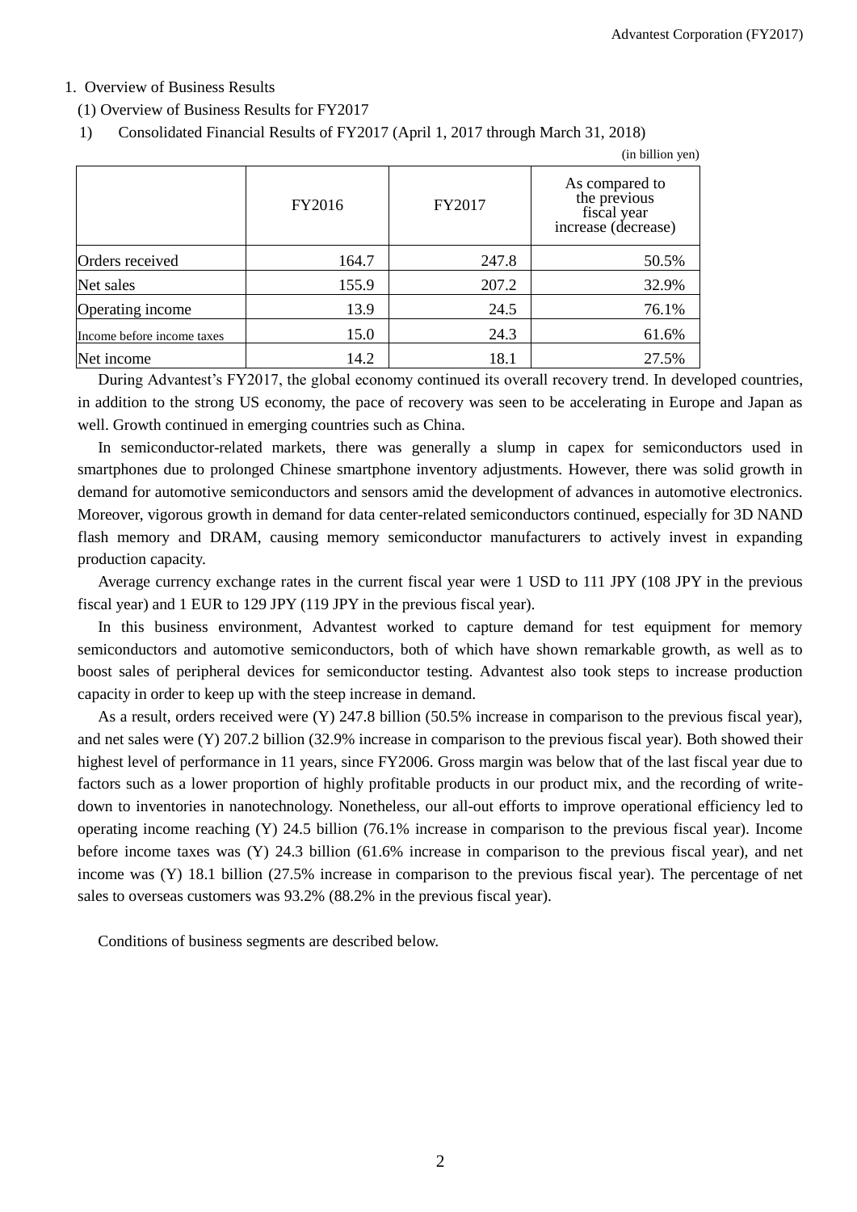1. Overview of Business Results

(1) Overview of Business Results for FY2017

1) Consolidated Financial Results of FY2017 (April 1, 2017 through March 31, 2018)

(in billion yen)

| | FY2016 | FY2017 | As compared to the previous fiscal year increase (decrease) |
|---|---|---|---|
| Orders received | 164.7 | 247.8 | 50.5% |
| Net sales | 155.9 | 207.2 | 32.9% |
| Operating income | 13.9 | 24.5 | 76.1% |
| Income before income taxes | 15.0 | 24.3 | 61.6% |
| Net income | 14.2 | 18.1 | 27.5% |

During Advantest's FY2017, the global economy continued its overall recovery trend. In developed countries, in addition to the strong US economy, the pace of recovery was seen to be accelerating in Europe and Japan as well. Growth continued in emerging countries such as China.

In semiconductor-related markets, there was generally a slump in capex for semiconductors used in smartphones due to prolonged Chinese smartphone inventory adjustments. However, there was solid growth in demand for automotive semiconductors and sensors amid the development of advances in automotive electronics. Moreover, vigorous growth in demand for data center-related semiconductors continued, especially for 3D NAND flash memory and DRAM, causing memory semiconductor manufacturers to actively invest in expanding production capacity.

Average currency exchange rates in the current fiscal year were 1 USD to 111 JPY (108 JPY in the previous fiscal year) and 1 EUR to 129 JPY (119 JPY in the previous fiscal year).

In this business environment, Advantest worked to capture demand for test equipment for memory semiconductors and automotive semiconductors, both of which have shown remarkable growth, as well as to boost sales of peripheral devices for semiconductor testing. Advantest also took steps to increase production capacity in order to keep up with the steep increase in demand.

As a result, orders received were (Y) 247.8 billion (50.5% increase in comparison to the previous fiscal year), and net sales were (Y) 207.2 billion (32.9% increase in comparison to the previous fiscal year). Both showed their highest level of performance in 11 years, since FY2006. Gross margin was below that of the last fiscal year due to factors such as a lower proportion of highly profitable products in our product mix, and the recording of write-down to inventories in nanotechnology. Nonetheless, our all-out efforts to improve operational efficiency led to operating income reaching (Y) 24.5 billion (76.1% increase in comparison to the previous fiscal year). Income before income taxes was (Y) 24.3 billion (61.6% increase in comparison to the previous fiscal year), and net income was (Y) 18.1 billion (27.5% increase in comparison to the previous fiscal year). The percentage of net sales to overseas customers was 93.2% (88.2% in the previous fiscal year).

Conditions of business segments are described below.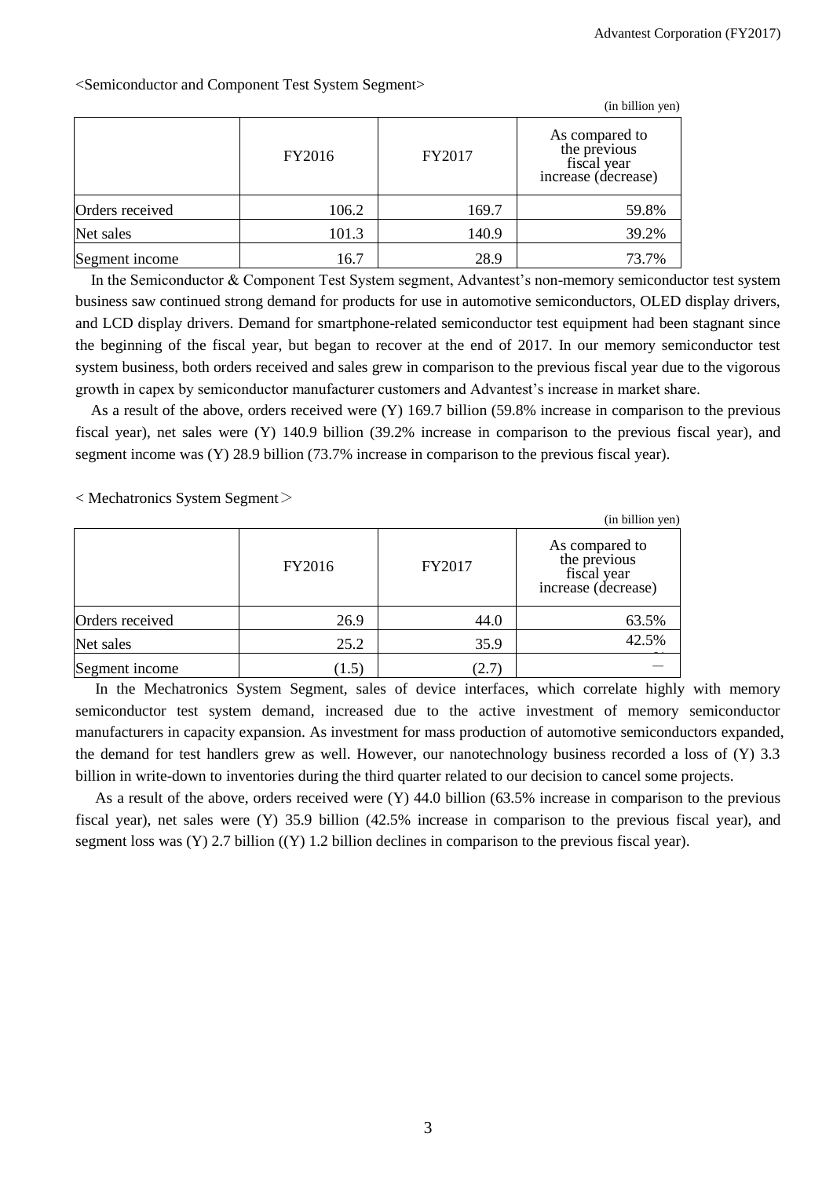<Semiconductor and Component Test System Segment>

(in billion yen)

| | FY2016 | FY2017 | As compared to the previous fiscal year increase (decrease) |
|---|---|---|---|
| Orders received | 106.2 | 169.7 | 59.8% |
| Net sales | 101.3 | 140.9 | 39.2% |
| Segment income | 16.7 | 28.9 | 73.7% |

In the Semiconductor & Component Test System segment, Advantest's non-memory semiconductor test system business saw continued strong demand for products for use in automotive semiconductors, OLED display drivers, and LCD display drivers. Demand for smartphone-related semiconductor test equipment had been stagnant since the beginning of the fiscal year, but began to recover at the end of 2017. In our memory semiconductor test system business, both orders received and sales grew in comparison to the previous fiscal year due to the vigorous growth in capex by semiconductor manufacturer customers and Advantest's increase in market share.

As a result of the above, orders received were (Y) 169.7 billion (59.8% increase in comparison to the previous fiscal year), net sales were (Y) 140.9 billion (39.2% increase in comparison to the previous fiscal year), and segment income was (Y) 28.9 billion (73.7% increase in comparison to the previous fiscal year).

< Mechatronics System Segment＞

(in billion yen)

| | FY2016 | FY2017 | As compared to the previous fiscal year increase (decrease) |
|---|---|---|---|
| Orders received | 26.9 | 44.0 | 63.5% |
| Net sales | 25.2 | 35.9 | 42.5% |
| Segment income | (1.5) | (2.7) | — |

In the Mechatronics System Segment, sales of device interfaces, which correlate highly with memory semiconductor test system demand, increased due to the active investment of memory semiconductor manufacturers in capacity expansion. As investment for mass production of automotive semiconductors expanded, the demand for test handlers grew as well. However, our nanotechnology business recorded a loss of (Y) 3.3 billion in write-down to inventories during the third quarter related to our decision to cancel some projects.

As a result of the above, orders received were (Y) 44.0 billion (63.5% increase in comparison to the previous fiscal year), net sales were (Y) 35.9 billion (42.5% increase in comparison to the previous fiscal year), and segment loss was (Y) 2.7 billion ((Y) 1.2 billion declines in comparison to the previous fiscal year).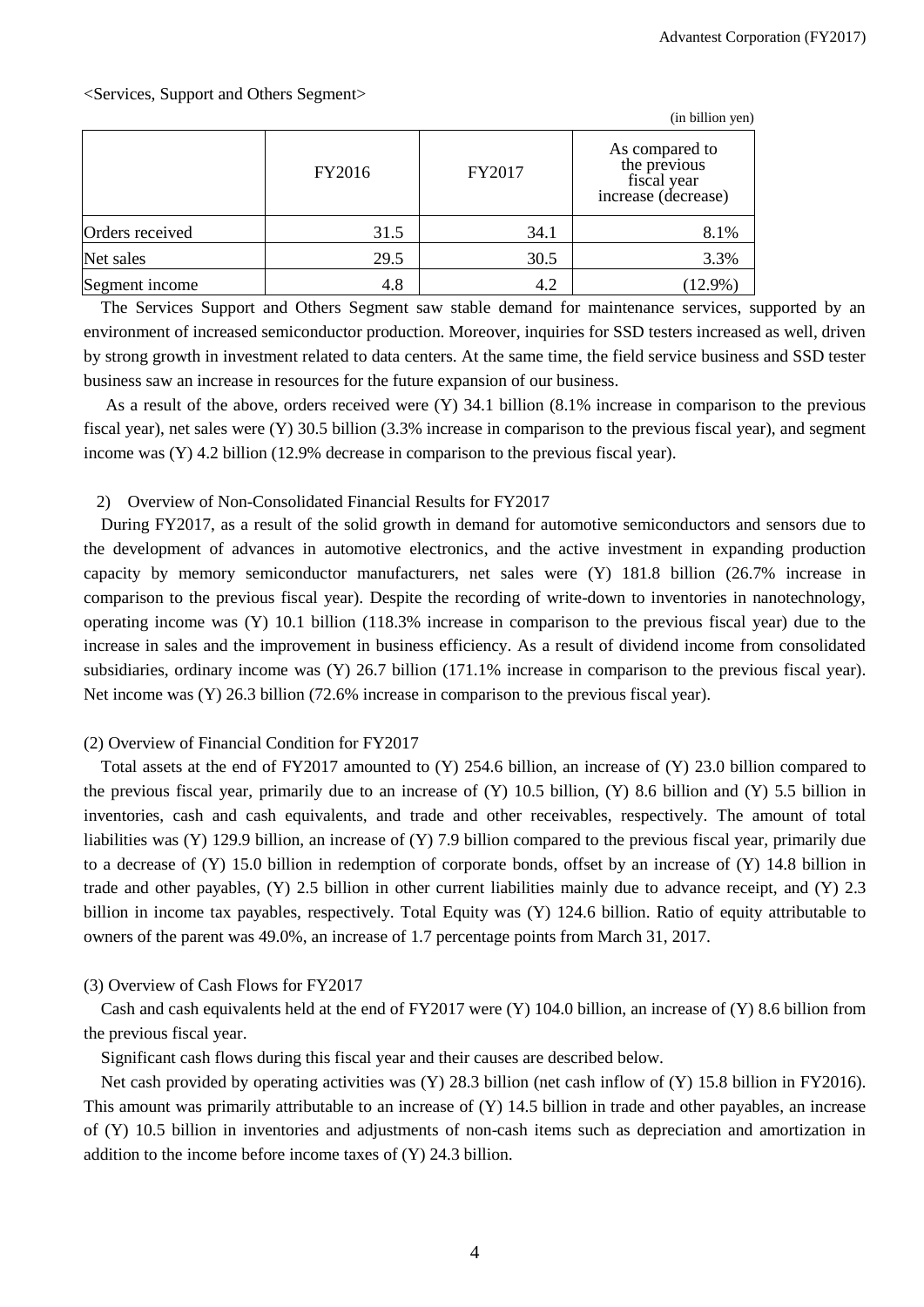<Services, Support and Others Segment>

(in billion yen)

| | FY2016 | FY2017 | As compared to the previous fiscal year increase (decrease) |
|---|---|---|---|
| Orders received | 31.5 | 34.1 | 8.1% |
| Net sales | 29.5 | 30.5 | 3.3% |
| Segment income | 4.8 | 4.2 | (12.9%) |

The Services Support and Others Segment saw stable demand for maintenance services, supported by an environment of increased semiconductor production. Moreover, inquiries for SSD testers increased as well, driven by strong growth in investment related to data centers. At the same time, the field service business and SSD tester business saw an increase in resources for the future expansion of our business.

As a result of the above, orders received were (Y) 34.1 billion (8.1% increase in comparison to the previous fiscal year), net sales were (Y) 30.5 billion (3.3% increase in comparison to the previous fiscal year), and segment income was (Y) 4.2 billion (12.9% decrease in comparison to the previous fiscal year).

2) Overview of Non-Consolidated Financial Results for FY2017

During FY2017, as a result of the solid growth in demand for automotive semiconductors and sensors due to the development of advances in automotive electronics, and the active investment in expanding production capacity by memory semiconductor manufacturers, net sales were (Y) 181.8 billion (26.7% increase in comparison to the previous fiscal year). Despite the recording of write-down to inventories in nanotechnology, operating income was (Y) 10.1 billion (118.3% increase in comparison to the previous fiscal year) due to the increase in sales and the improvement in business efficiency. As a result of dividend income from consolidated subsidiaries, ordinary income was (Y) 26.7 billion (171.1% increase in comparison to the previous fiscal year). Net income was (Y) 26.3 billion (72.6% increase in comparison to the previous fiscal year).

(2) Overview of Financial Condition for FY2017

Total assets at the end of FY2017 amounted to (Y) 254.6 billion, an increase of (Y) 23.0 billion compared to the previous fiscal year, primarily due to an increase of (Y) 10.5 billion, (Y) 8.6 billion and (Y) 5.5 billion in inventories, cash and cash equivalents, and trade and other receivables, respectively. The amount of total liabilities was (Y) 129.9 billion, an increase of (Y) 7.9 billion compared to the previous fiscal year, primarily due to a decrease of (Y) 15.0 billion in redemption of corporate bonds, offset by an increase of (Y) 14.8 billion in trade and other payables, (Y) 2.5 billion in other current liabilities mainly due to advance receipt, and (Y) 2.3 billion in income tax payables, respectively. Total Equity was (Y) 124.6 billion. Ratio of equity attributable to owners of the parent was 49.0%, an increase of 1.7 percentage points from March 31, 2017.

(3) Overview of Cash Flows for FY2017

Cash and cash equivalents held at the end of FY2017 were (Y) 104.0 billion, an increase of (Y) 8.6 billion from the previous fiscal year.

Significant cash flows during this fiscal year and their causes are described below.

Net cash provided by operating activities was (Y) 28.3 billion (net cash inflow of (Y) 15.8 billion in FY2016). This amount was primarily attributable to an increase of (Y) 14.5 billion in trade and other payables, an increase of (Y) 10.5 billion in inventories and adjustments of non-cash items such as depreciation and amortization in addition to the income before income taxes of (Y) 24.3 billion.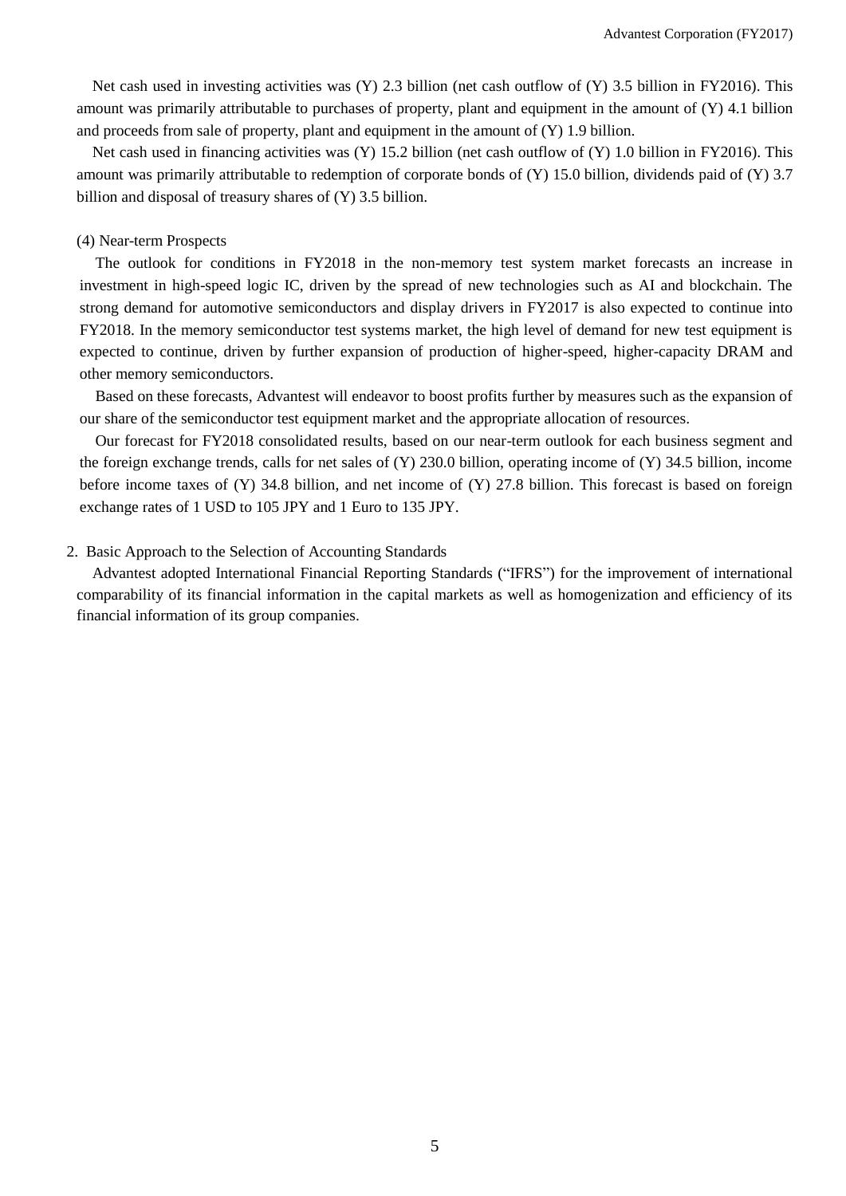Net cash used in investing activities was (Y) 2.3 billion (net cash outflow of (Y) 3.5 billion in FY2016). This amount was primarily attributable to purchases of property, plant and equipment in the amount of (Y) 4.1 billion and proceeds from sale of property, plant and equipment in the amount of (Y) 1.9 billion.

Net cash used in financing activities was (Y) 15.2 billion (net cash outflow of (Y) 1.0 billion in FY2016). This amount was primarily attributable to redemption of corporate bonds of (Y) 15.0 billion, dividends paid of (Y) 3.7 billion and disposal of treasury shares of (Y) 3.5 billion.

### (4) Near-term Prospects

The outlook for conditions in FY2018 in the non-memory test system market forecasts an increase in investment in high-speed logic IC, driven by the spread of new technologies such as AI and blockchain. The strong demand for automotive semiconductors and display drivers in FY2017 is also expected to continue into FY2018. In the memory semiconductor test systems market, the high level of demand for new test equipment is expected to continue, driven by further expansion of production of higher-speed, higher-capacity DRAM and other memory semiconductors.

Based on these forecasts, Advantest will endeavor to boost profits further by measures such as the expansion of our share of the semiconductor test equipment market and the appropriate allocation of resources.

Our forecast for FY2018 consolidated results, based on our near-term outlook for each business segment and the foreign exchange trends, calls for net sales of (Y) 230.0 billion, operating income of (Y) 34.5 billion, income before income taxes of (Y) 34.8 billion, and net income of (Y) 27.8 billion. This forecast is based on foreign exchange rates of 1 USD to 105 JPY and 1 Euro to 135 JPY.

## 2. Basic Approach to the Selection of Accounting Standards

Advantest adopted International Financial Reporting Standards (“IFRS”) for the improvement of international comparability of its financial information in the capital markets as well as homogenization and efficiency of its financial information of its group companies.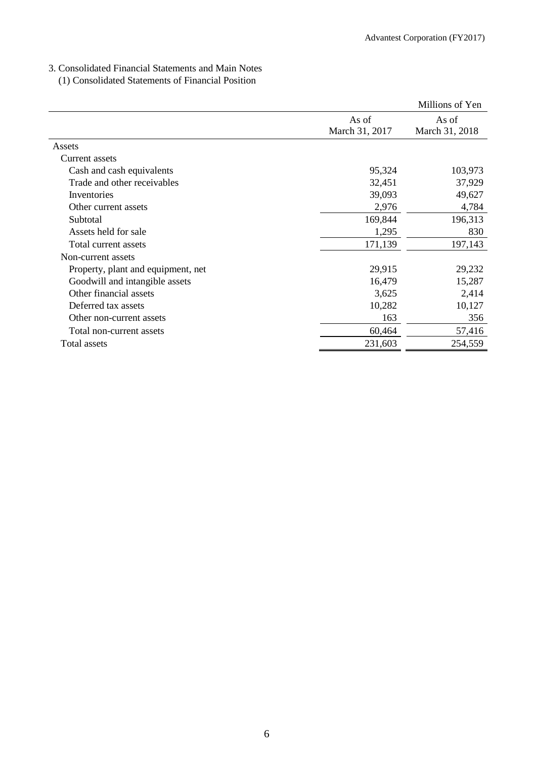3. Consolidated Financial Statements and Main Notes

(1) Consolidated Statements of Financial Position

| | | Millions of Yen |
|---|---|---|
| | As of March 31, 2017 | As of March 31, 2018 |
| Assets | | |
| Current assets | | |
| Cash and cash equivalents | 95,324 | 103,973 |
| Trade and other receivables | 32,451 | 37,929 |
| Inventories | 39,093 | 49,627 |
| Other current assets | 2,976 | 4,784 |
| Subtotal | 169,844 | 196,313 |
| Assets held for sale | 1,295 | 830 |
| Total current assets | 171,139 | 197,143 |
| Non-current assets | | |
| Property, plant and equipment, net | 29,915 | 29,232 |
| Goodwill and intangible assets | 16,479 | 15,287 |
| Other financial assets | 3,625 | 2,414 |
| Deferred tax assets | 10,282 | 10,127 |
| Other non-current assets | 163 | 356 |
| Total non-current assets | 60,464 | 57,416 |
| Total assets | 231,603 | 254,559 |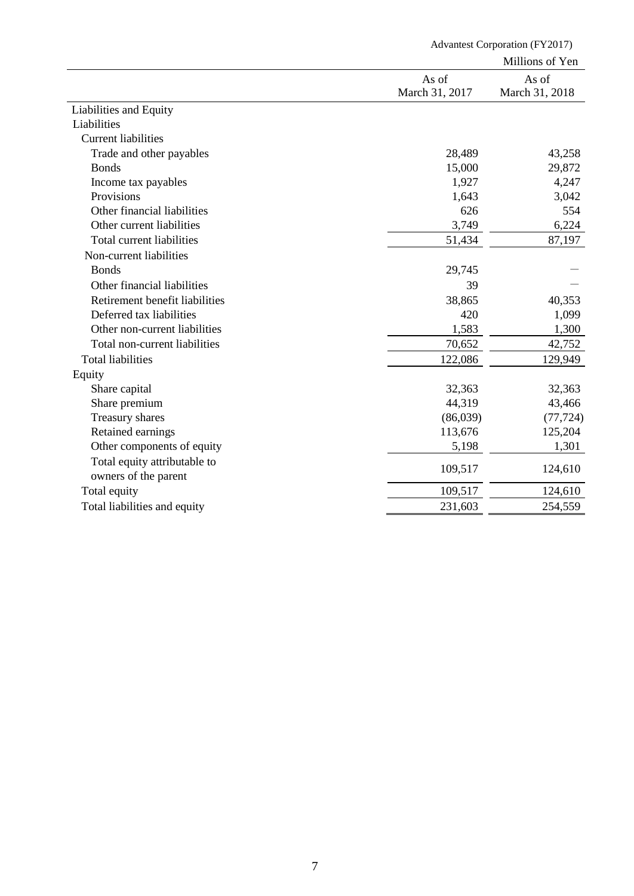Advantest Corporation (FY2017)

Millions of Yen

| | As of March 31, 2017 | As of March 31, 2018 |
|---|---|---|
| Liabilities and Equity | | |
| Liabilities | | |
| Current liabilities | | |
| Trade and other payables | 28,489 | 43,258 |
| Bonds | 15,000 | 29,872 |
| Income tax payables | 1,927 | 4,247 |
| Provisions | 1,643 | 3,042 |
| Other financial liabilities | 626 | 554 |
| Other current liabilities | 3,749 | 6,224 |
| Total current liabilities | 51,434 | 87,197 |
| Non-current liabilities | | |
| Bonds | 29,745 | ― |
| Other financial liabilities | 39 | ― |
| Retirement benefit liabilities | 38,865 | 40,353 |
| Deferred tax liabilities | 420 | 1,099 |
| Other non-current liabilities | 1,583 | 1,300 |
| Total non-current liabilities | 70,652 | 42,752 |
| Total liabilities | 122,086 | 129,949 |
| Equity | | |
| Share capital | 32,363 | 32,363 |
| Share premium | 44,319 | 43,466 |
| Treasury shares | (86,039) | (77,724) |
| Retained earnings | 113,676 | 125,204 |
| Other components of equity | 5,198 | 1,301 |
| Total equity attributable to owners of the parent | 109,517 | 124,610 |
| Total equity | 109,517 | 124,610 |
| Total liabilities and equity | 231,603 | 254,559 |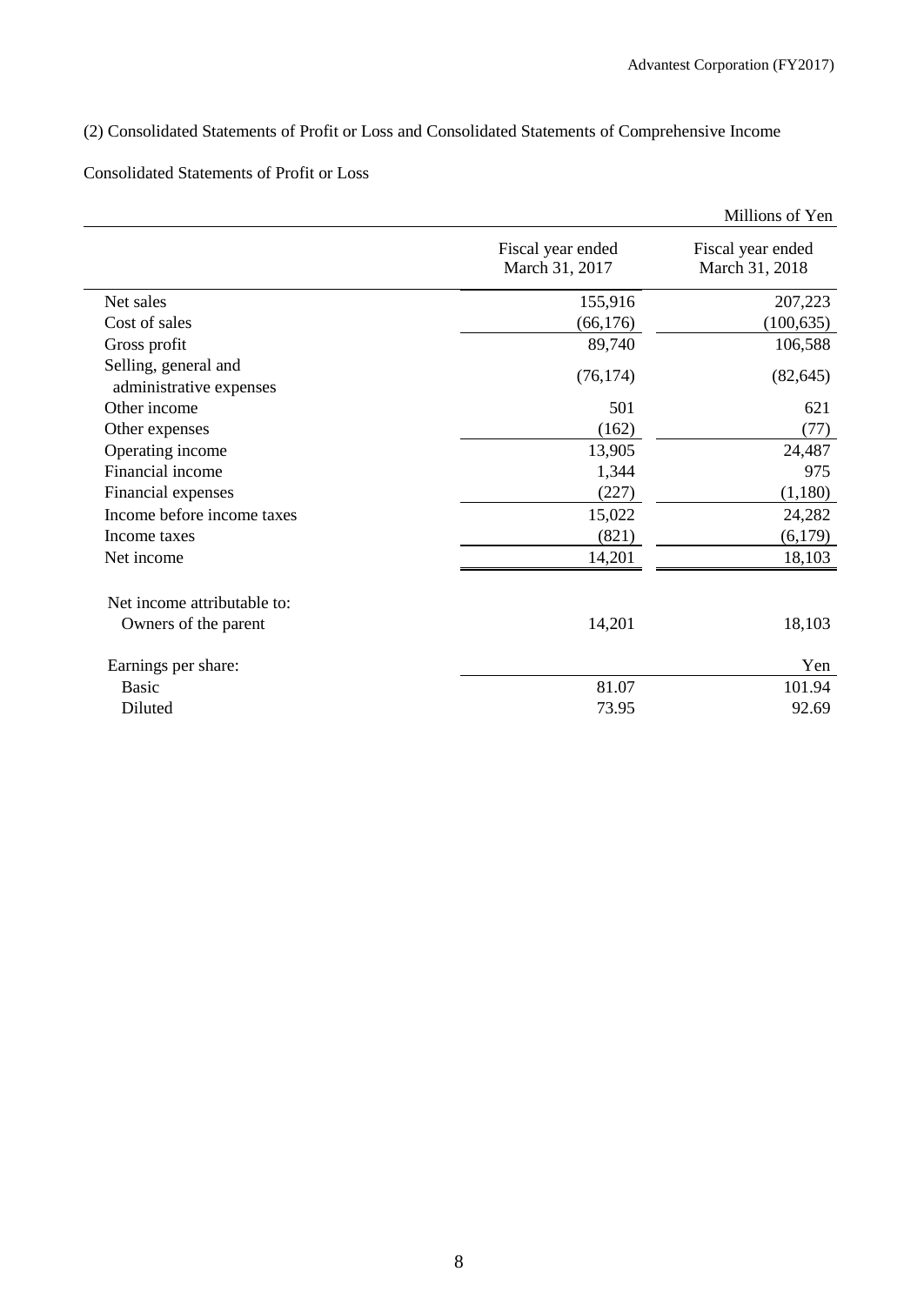## (2) Consolidated Statements of Profit or Loss and Consolidated Statements of Comprehensive Income

### Consolidated Statements of Profit or Loss

Millions of Yen

| | Fiscal year ended March 31, 2017 | Fiscal year ended March 31, 2018 |
|---|---|---|
| Net sales | 155,916 | 207,223 |
| Cost of sales | (66,176) | (100,635) |
| Gross profit | 89,740 | 106,588 |
| Selling, general and administrative expenses | (76,174) | (82,645) |
| Other income | 501 | 621 |
| Other expenses | (162) | (77) |
| Operating income | 13,905 | 24,487 |
| Financial income | 1,344 | 975 |
| Financial expenses | (227) | (1,180) |
| Income before income taxes | 15,022 | 24,282 |
| Income taxes | (821) | (6,179) |
| Net income | 14,201 | 18,103 |
| | | |
| Net income attributable to: | | |
| Owners of the parent | 14,201 | 18,103 |
| | | |
| Earnings per share: | | Yen |
| Basic | 81.07 | 101.94 |
| Diluted | 73.95 | 92.69 |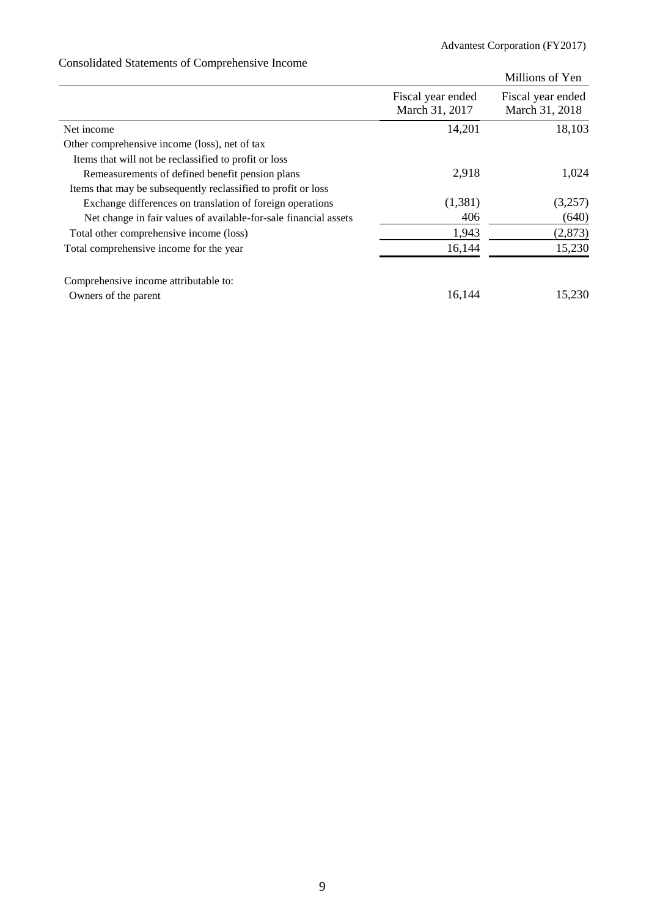## Consolidated Statements of Comprehensive Income

| | | Millions of Yen |
|---|---|---|
| | Fiscal year ended March 31, 2017 | Fiscal year ended March 31, 2018 |
| Net income | 14,201 | 18,103 |
| Other comprehensive income (loss), net of tax | | |
| Items that will not be reclassified to profit or loss | | |
| Remeasurements of defined benefit pension plans | 2,918 | 1,024 |
| Items that may be subsequently reclassified to profit or loss | | |
| Exchange differences on translation of foreign operations | (1,381) | (3,257) |
| Net change in fair values of available-for-sale financial assets | 406 | (640) |
| Total other comprehensive income (loss) | 1,943 | (2,873) |
| Total comprehensive income for the year | 16,144 | 15,230 |
| | | |
| Comprehensive income attributable to: | | |
| Owners of the parent | 16,144 | 15,230 |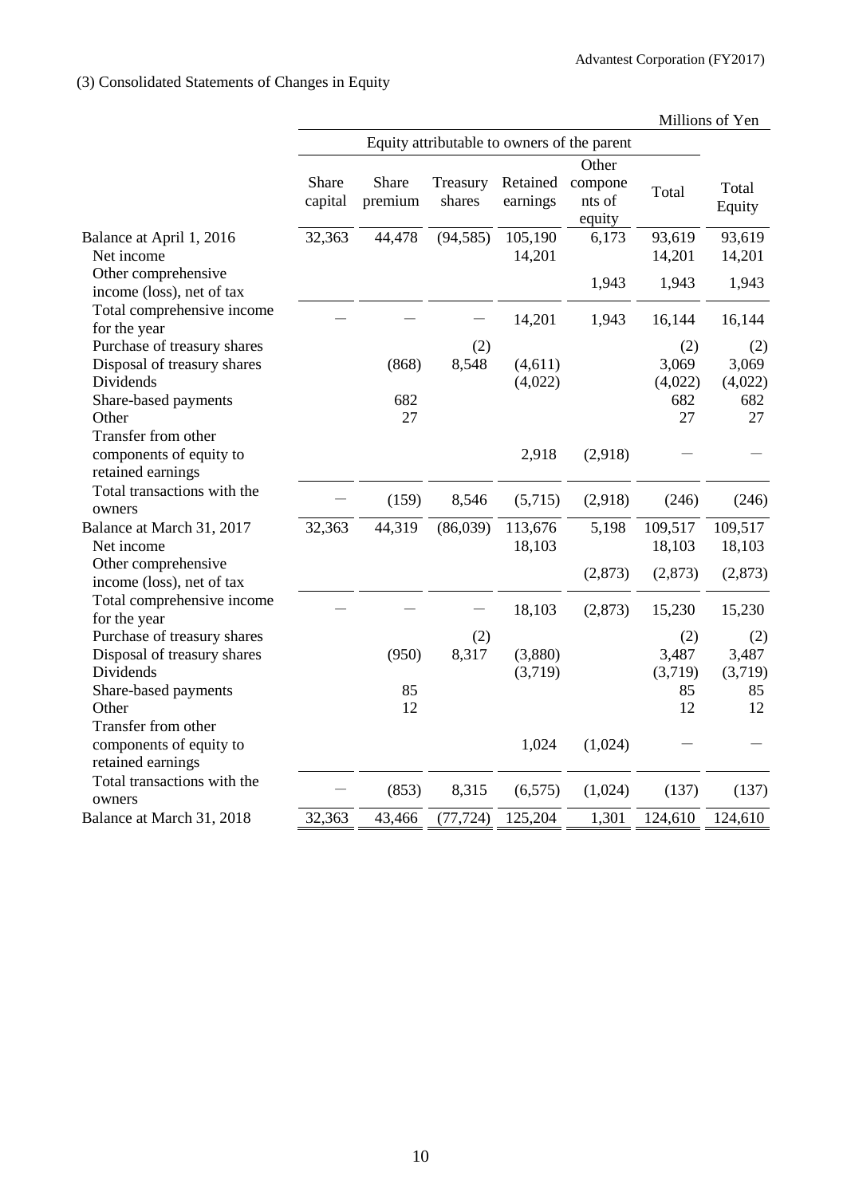(3) Consolidated Statements of Changes in Equity

Millions of Yen

| | Equity attributable to owners of the parent | | | | | | |
|---|---|---|---|---|---|---|---|
| | Share capital | Share premium | Treasury shares | Retained earnings | Other components of equity | Total | Total Equity |
| Balance at April 1, 2016 | 32,363 | 44,478 | (94,585) | 105,190 | 6,173 | 93,619 | 93,619 |
| Net income | | | | 14,201 | | 14,201 | 14,201 |
| Other comprehensive income (loss), net of tax | | | | | 1,943 | 1,943 | 1,943 |
| Total comprehensive income for the year | ― | ― | ― | 14,201 | 1,943 | 16,144 | 16,144 |
| Purchase of treasury shares | | | (2) | | | (2) | (2) |
| Disposal of treasury shares | | (868) | 8,548 | (4,611) | | 3,069 | 3,069 |
| Dividends | | | | (4,022) | | (4,022) | (4,022) |
| Share-based payments | | 682 | | | | 682 | 682 |
| Other | | 27 | | | | 27 | 27 |
| Transfer from other components of equity to retained earnings | | | | 2,918 | (2,918) | ― | ― |
| Total transactions with the owners | ― | (159) | 8,546 | (5,715) | (2,918) | (246) | (246) |
| Balance at March 31, 2017 | 32,363 | 44,319 | (86,039) | 113,676 | 5,198 | 109,517 | 109,517 |
| Net income | | | | 18,103 | | 18,103 | 18,103 |
| Other comprehensive income (loss), net of tax | | | | | (2,873) | (2,873) | (2,873) |
| Total comprehensive income for the year | ― | ― | ― | 18,103 | (2,873) | 15,230 | 15,230 |
| Purchase of treasury shares | | | (2) | | | (2) | (2) |
| Disposal of treasury shares | | (950) | 8,317 | (3,880) | | 3,487 | 3,487 |
| Dividends | | | | (3,719) | | (3,719) | (3,719) |
| Share-based payments | | 85 | | | | 85 | 85 |
| Other | | 12 | | | | 12 | 12 |
| Transfer from other components of equity to retained earnings | | | | 1,024 | (1,024) | ― | ― |
| Total transactions with the owners | ― | (853) | 8,315 | (6,575) | (1,024) | (137) | (137) |
| Balance at March 31, 2018 | 32,363 | 43,466 | (77,724) | 125,204 | 1,301 | 124,610 | 124,610 |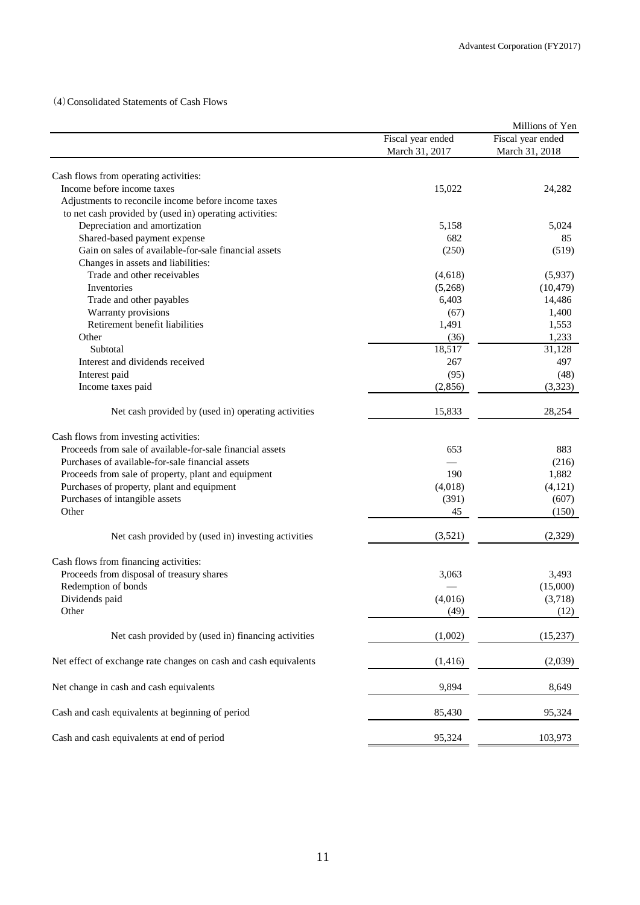(4) Consolidated Statements of Cash Flows

| | | Millions of Yen |
|---|---|---|
| | Fiscal year ended March 31, 2017 | Fiscal year ended March 31, 2018 |
| Cash flows from operating activities: | | |
| Income before income taxes | 15,022 | 24,282 |
| Adjustments to reconcile income before income taxes to net cash provided by (used in) operating activities: | | |
| Depreciation and amortization | 5,158 | 5,024 |
| Shared-based payment expense | 682 | 85 |
| Gain on sales of available-for-sale financial assets | (250) | (519) |
| Changes in assets and liabilities: | | |
| Trade and other receivables | (4,618) | (5,937) |
| Inventories | (5,268) | (10,479) |
| Trade and other payables | 6,403 | 14,486 |
| Warranty provisions | (67) | 1,400 |
| Retirement benefit liabilities | 1,491 | 1,553 |
| Other | (36) | 1,233 |
| Subtotal | 18,517 | 31,128 |
| Interest and dividends received | 267 | 497 |
| Interest paid | (95) | (48) |
| Income taxes paid | (2,856) | (3,323) |
| Net cash provided by (used in) operating activities | 15,833 | 28,254 |
| Cash flows from investing activities: | | |
| Proceeds from sale of available-for-sale financial assets | 653 | 883 |
| Purchases of available-for-sale financial assets | — | (216) |
| Proceeds from sale of property, plant and equipment | 190 | 1,882 |
| Purchases of property, plant and equipment | (4,018) | (4,121) |
| Purchases of intangible assets | (391) | (607) |
| Other | 45 | (150) |
| Net cash provided by (used in) investing activities | (3,521) | (2,329) |
| Cash flows from financing activities: | | |
| Proceeds from disposal of treasury shares | 3,063 | 3,493 |
| Redemption of bonds | — | (15,000) |
| Dividends paid | (4,016) | (3,718) |
| Other | (49) | (12) |
| Net cash provided by (used in) financing activities | (1,002) | (15,237) |
| Net effect of exchange rate changes on cash and cash equivalents | (1,416) | (2,039) |
| Net change in cash and cash equivalents | 9,894 | 8,649 |
| Cash and cash equivalents at beginning of period | 85,430 | 95,324 |
| Cash and cash equivalents at end of period | 95,324 | 103,973 |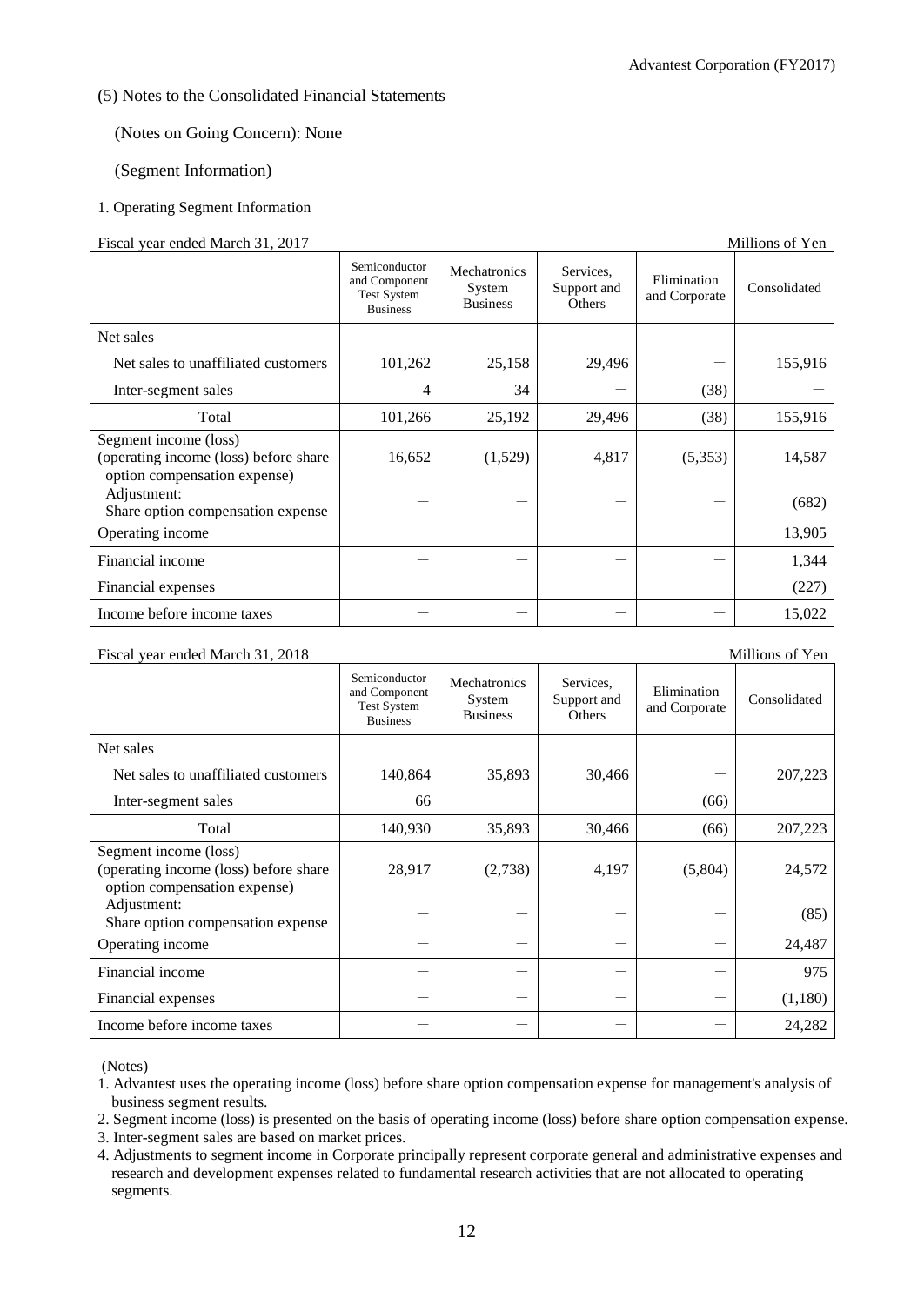(5) Notes to the Consolidated Financial Statements

(Notes on Going Concern): None

(Segment Information)

1. Operating Segment Information

Fiscal year ended March 31, 2017 — Millions of Yen

| | Semiconductor and Component Test System Business | Mechatronics System Business | Services, Support and Others | Elimination and Corporate | Consolidated |
|---|---|---|---|---|---|
| Net sales | | | | | |
| Net sales to unaffiliated customers | 101,262 | 25,158 | 29,496 | — | 155,916 |
| Inter-segment sales | 4 | 34 | — | (38) | — |
| Total | 101,266 | 25,192 | 29,496 | (38) | 155,916 |
| Segment income (loss) (operating income (loss) before share option compensation expense) | 16,652 | (1,529) | 4,817 | (5,353) | 14,587 |
| Adjustment: Share option compensation expense | — | — | — | — | (682) |
| Operating income | — | — | — | — | 13,905 |
| Financial income | — | — | — | — | 1,344 |
| Financial expenses | — | — | — | — | (227) |
| Income before income taxes | — | — | — | — | 15,022 |

Fiscal year ended March 31, 2018 — Millions of Yen

| | Semiconductor and Component Test System Business | Mechatronics System Business | Services, Support and Others | Elimination and Corporate | Consolidated |
|---|---|---|---|---|---|
| Net sales | | | | | |
| Net sales to unaffiliated customers | 140,864 | 35,893 | 30,466 | — | 207,223 |
| Inter-segment sales | 66 | — | — | (66) | — |
| Total | 140,930 | 35,893 | 30,466 | (66) | 207,223 |
| Segment income (loss) (operating income (loss) before share option compensation expense) | 28,917 | (2,738) | 4,197 | (5,804) | 24,572 |
| Adjustment: Share option compensation expense | — | — | — | — | (85) |
| Operating income | — | — | — | — | 24,487 |
| Financial income | — | — | — | — | 975 |
| Financial expenses | — | — | — | — | (1,180) |
| Income before income taxes | — | — | — | — | 24,282 |

(Notes)

1. Advantest uses the operating income (loss) before share option compensation expense for management's analysis of business segment results.
2. Segment income (loss) is presented on the basis of operating income (loss) before share option compensation expense.
3. Inter-segment sales are based on market prices.
4. Adjustments to segment income in Corporate principally represent corporate general and administrative expenses and research and development expenses related to fundamental research activities that are not allocated to operating segments.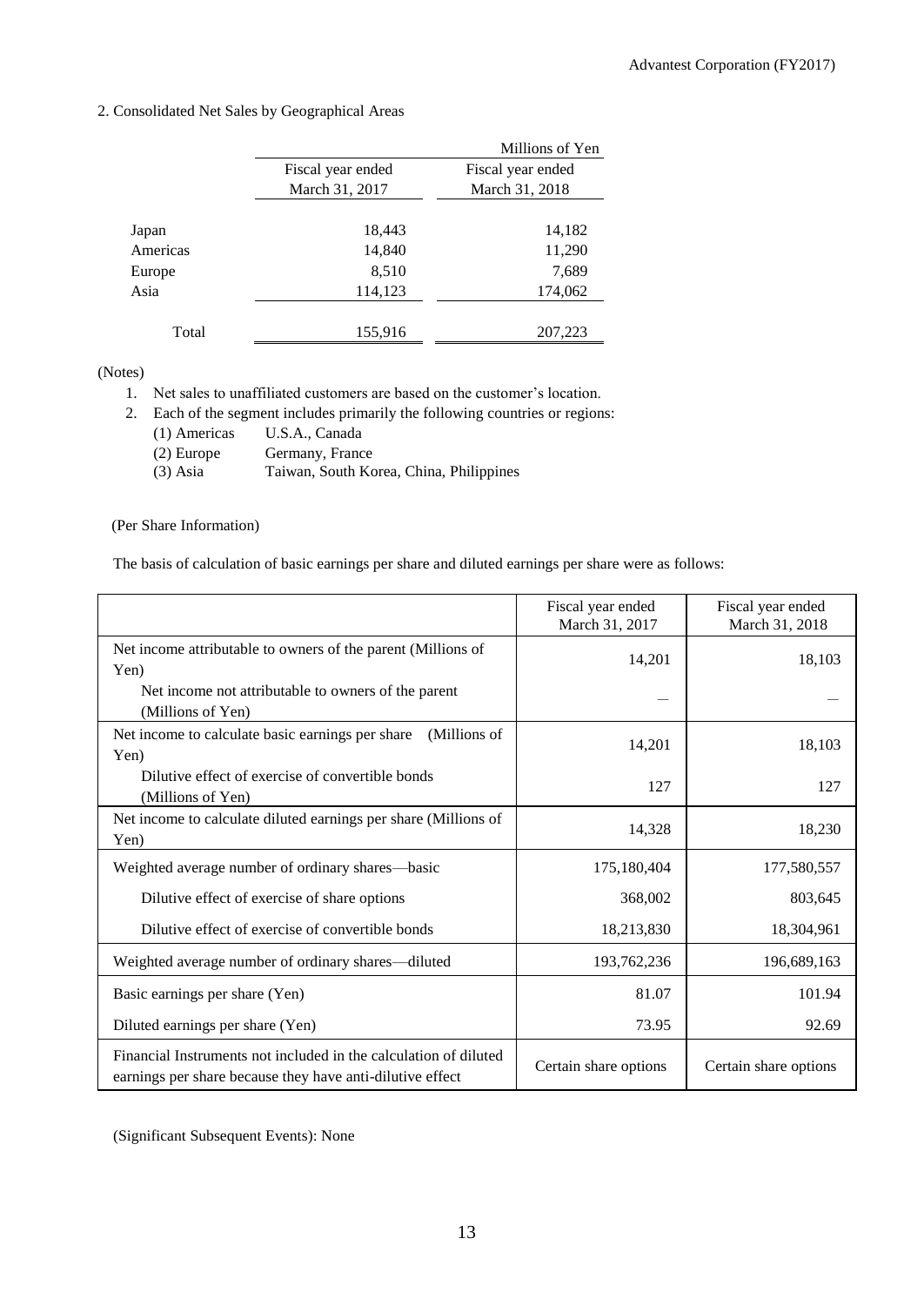## 2. Consolidated Net Sales by Geographical Areas

| | Fiscal year ended March 31, 2017 | Fiscal year ended March 31, 2018 |
|---|---|---|
| | | Millions of Yen |
| Japan | 18,443 | 14,182 |
| Americas | 14,840 | 11,290 |
| Europe | 8,510 | 7,689 |
| Asia | 114,123 | 174,062 |
| Total | 155,916 | 207,223 |

(Notes)

1. Net sales to unaffiliated customers are based on the customer's location.
2. Each of the segment includes primarily the following countries or regions:
   - (1) Americas U.S.A., Canada
   - (2) Europe Germany, France
   - (3) Asia Taiwan, South Korea, China, Philippines

(Per Share Information)

The basis of calculation of basic earnings per share and diluted earnings per share were as follows:

| | Fiscal year ended March 31, 2017 | Fiscal year ended March 31, 2018 |
|---|---|---|
| Net income attributable to owners of the parent (Millions of Yen) | 14,201 | 18,103 |
| Net income not attributable to owners of the parent (Millions of Yen) | — | — |
| Net income to calculate basic earnings per share (Millions of Yen) | 14,201 | 18,103 |
| Dilutive effect of exercise of convertible bonds (Millions of Yen) | 127 | 127 |
| Net income to calculate diluted earnings per share (Millions of Yen) | 14,328 | 18,230 |
| Weighted average number of ordinary shares—basic | 175,180,404 | 177,580,557 |
| Dilutive effect of exercise of share options | 368,002 | 803,645 |
| Dilutive effect of exercise of convertible bonds | 18,213,830 | 18,304,961 |
| Weighted average number of ordinary shares—diluted | 193,762,236 | 196,689,163 |
| Basic earnings per share (Yen) | 81.07 | 101.94 |
| Diluted earnings per share (Yen) | 73.95 | 92.69 |
| Financial Instruments not included in the calculation of diluted earnings per share because they have anti-dilutive effect | Certain share options | Certain share options |

(Significant Subsequent Events): None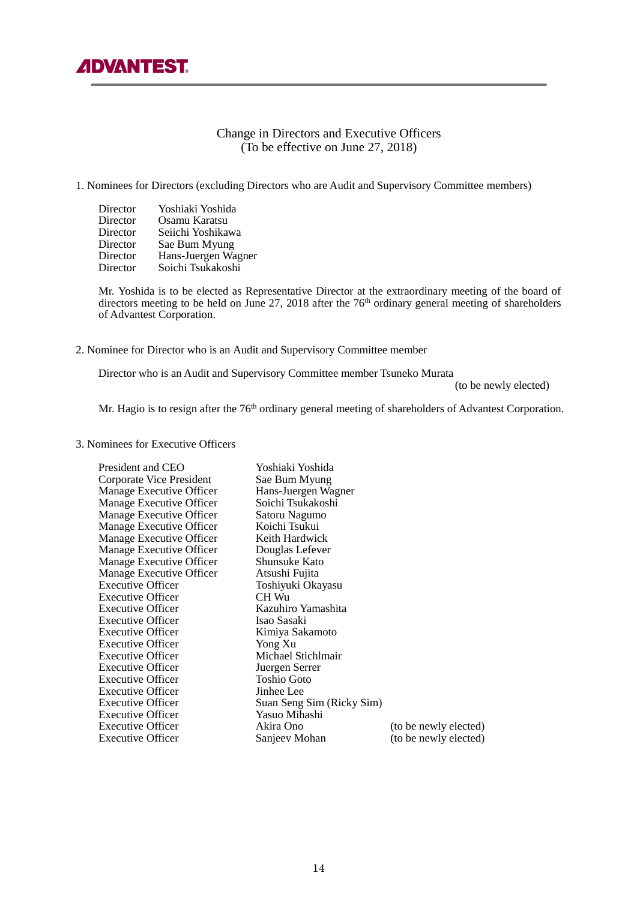ADVANTEST

# Change in Directors and Executive Officers
(To be effective on June 27, 2018)

1. Nominees for Directors (excluding Directors who are Audit and Supervisory Committee members)

| | |
|---|---|
| Director | Yoshiaki Yoshida |
| Director | Osamu Karatsu |
| Director | Seiichi Yoshikawa |
| Director | Sae Bum Myung |
| Director | Hans-Juergen Wagner |
| Director | Soichi Tsukakoshi |

Mr. Yoshida is to be elected as Representative Director at the extraordinary meeting of the board of directors meeting to be held on June 27, 2018 after the 76th ordinary general meeting of shareholders of Advantest Corporation.

2. Nominee for Director who is an Audit and Supervisory Committee member

Director who is an Audit and Supervisory Committee member Tsuneko Murata (to be newly elected)

Mr. Hagio is to resign after the 76th ordinary general meeting of shareholders of Advantest Corporation.

3. Nominees for Executive Officers

| | | |
|---|---|---|
| President and CEO | Yoshiaki Yoshida | |
| Corporate Vice President | Sae Bum Myung | |
| Manage Executive Officer | Hans-Juergen Wagner | |
| Manage Executive Officer | Soichi Tsukakoshi | |
| Manage Executive Officer | Satoru Nagumo | |
| Manage Executive Officer | Koichi Tsukui | |
| Manage Executive Officer | Keith Hardwick | |
| Manage Executive Officer | Douglas Lefever | |
| Manage Executive Officer | Shunsuke Kato | |
| Manage Executive Officer | Atsushi Fujita | |
| Executive Officer | Toshiyuki Okayasu | |
| Executive Officer | CH Wu | |
| Executive Officer | Kazuhiro Yamashita | |
| Executive Officer | Isao Sasaki | |
| Executive Officer | Kimiya Sakamoto | |
| Executive Officer | Yong Xu | |
| Executive Officer | Michael Stichlmair | |
| Executive Officer | Juergen Serrer | |
| Executive Officer | Toshio Goto | |
| Executive Officer | Jinhee Lee | |
| Executive Officer | Suan Seng Sim (Ricky Sim) | |
| Executive Officer | Yasuo Mihashi | |
| Executive Officer | Akira Ono | (to be newly elected) |
| Executive Officer | Sanjeev Mohan | (to be newly elected) |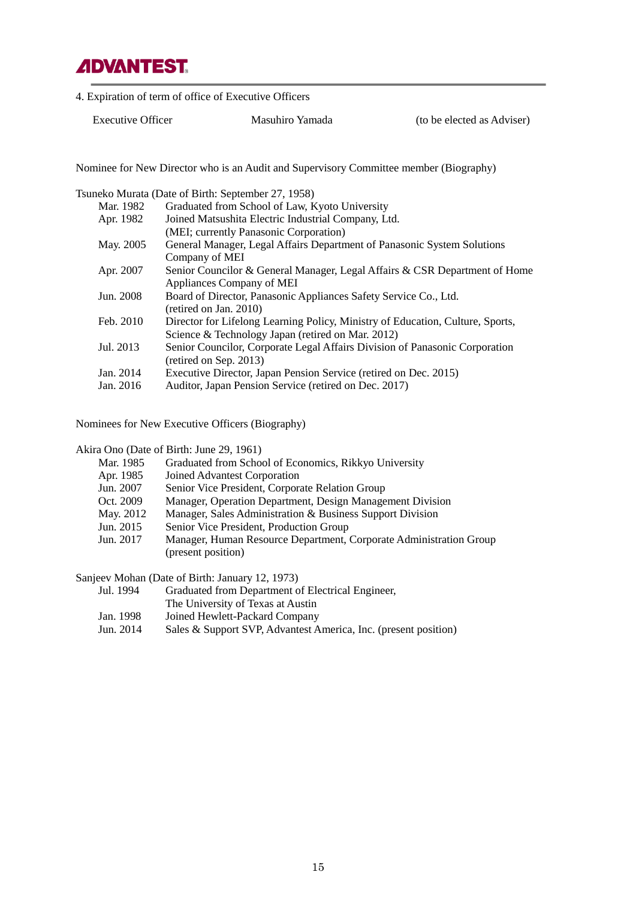4. Expiration of term of office of Executive Officers

| Executive Officer | Masuhiro Yamada | (to be elected as Adviser) |
|---|---|---|

Nominee for New Director who is an Audit and Supervisory Committee member (Biography)

Tsuneko Murata (Date of Birth: September 27, 1958)

| | |
|---|---|
| Mar. 1982 | Graduated from School of Law, Kyoto University |
| Apr. 1982 | Joined Matsushita Electric Industrial Company, Ltd. (MEI; currently Panasonic Corporation) |
| May. 2005 | General Manager, Legal Affairs Department of Panasonic System Solutions Company of MEI |
| Apr. 2007 | Senior Councilor & General Manager, Legal Affairs & CSR Department of Home Appliances Company of MEI |
| Jun. 2008 | Board of Director, Panasonic Appliances Safety Service Co., Ltd. (retired on Jan. 2010) |
| Feb. 2010 | Director for Lifelong Learning Policy, Ministry of Education, Culture, Sports, Science & Technology Japan (retired on Mar. 2012) |
| Jul. 2013 | Senior Councilor, Corporate Legal Affairs Division of Panasonic Corporation (retired on Sep. 2013) |
| Jan. 2014 | Executive Director, Japan Pension Service (retired on Dec. 2015) |
| Jan. 2016 | Auditor, Japan Pension Service (retired on Dec. 2017) |

Nominees for New Executive Officers (Biography)

Akira Ono (Date of Birth: June 29, 1961)

| | |
|---|---|
| Mar. 1985 | Graduated from School of Economics, Rikkyo University |
| Apr. 1985 | Joined Advantest Corporation |
| Jun. 2007 | Senior Vice President, Corporate Relation Group |
| Oct. 2009 | Manager, Operation Department, Design Management Division |
| May. 2012 | Manager, Sales Administration & Business Support Division |
| Jun. 2015 | Senior Vice President, Production Group |
| Jun. 2017 | Manager, Human Resource Department, Corporate Administration Group (present position) |

Sanjeev Mohan (Date of Birth: January 12, 1973)

| | |
|---|---|
| Jul. 1994 | Graduated from Department of Electrical Engineer, The University of Texas at Austin |
| Jan. 1998 | Joined Hewlett-Packard Company |
| Jun. 2014 | Sales & Support SVP, Advantest America, Inc. (present position) |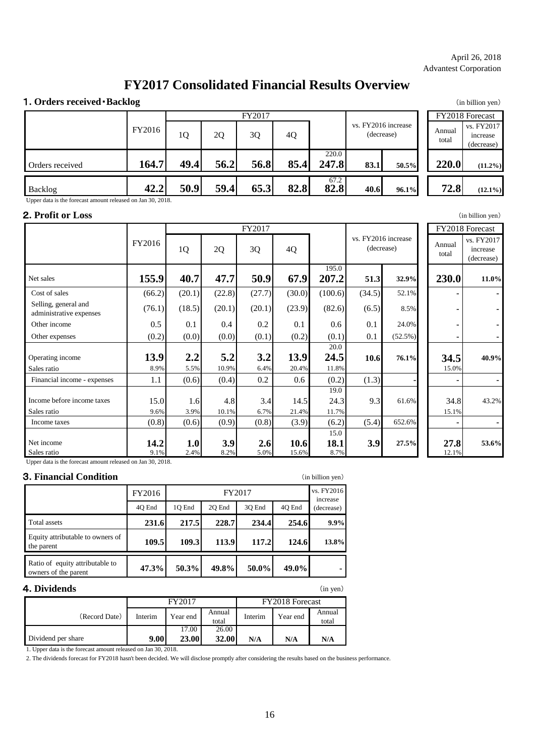April 26, 2018
Advantest Corporation

# FY2017 Consolidated Financial Results Overview

## 1. Orders received・Backlog

(in billion yen)

| | FY2016 | FY2017 | | | | | | | FY2018 Forecast | |
|---|---|---|---|---|---|---|---|---|---|---|
| | | 1Q | 2Q | 3Q | 4Q | | vs. FY2016 increase (decrease) | | Annual total | vs. FY2017 increase (decrease) |
| Orders received | **164.7** | **49.4** | **56.2** | **56.8** | **85.4** | 220.0<br>**247.8** | **83.1** | **50.5%** | **220.0** | **(11.2%)** |
| Backlog | **42.2** | **50.9** | **59.4** | **65.3** | **82.8** | 67.2<br>**82.8** | **40.6** | **96.1%** | **72.8** | **(12.1%)** |

Upper data is the forecast amount released on Jan 30, 2018.

## 2. Profit or Loss

(in billion yen)

| | FY2016 | FY2017 | | | | | | | FY2018 Forecast | |
|---|---|---|---|---|---|---|---|---|---|---|
| | | 1Q | 2Q | 3Q | 4Q | | vs. FY2016 increase (decrease) | | Annual total | vs. FY2017 increase (decrease) |
| Net sales | **155.9** | **40.7** | **47.7** | **50.9** | **67.9** | 195.0<br>**207.2** | **51.3** | **32.9%** | **230.0** | **11.0%** |
| Cost of sales | (66.2) | (20.1) | (22.8) | (27.7) | (30.0) | (100.6) | (34.5) | 52.1% | - | - |
| Selling, general and administrative expenses | (76.1) | (18.5) | (20.1) | (20.1) | (23.9) | (82.6) | (6.5) | 8.5% | - | - |
| Other income | 0.5 | 0.1 | 0.4 | 0.2 | 0.1 | 0.6 | 0.1 | 24.0% | - | - |
| Other expenses | (0.2) | (0.0) | (0.0) | (0.1) | (0.2) | (0.1) | 0.1 | (52.5%) | - | - |
| Operating income | **13.9** | **2.2** | **5.2** | **3.2** | **13.9** | 20.0<br>**24.5** | **10.6** | **76.1%** | **34.5** | **40.9%** |
| Sales ratio | 8.9% | 5.5% | 10.9% | 6.4% | 20.4% | 11.8% | | | 15.0% | |
| Financial income - expenses | 1.1 | (0.6) | (0.4) | 0.2 | 0.6 | (0.2) | (1.3) | - | - | - |
| Income before income taxes | 15.0 | 1.6 | 4.8 | 3.4 | 14.5 | 19.0<br>24.3 | 9.3 | 61.6% | 34.8 | 43.2% |
| Sales ratio | 9.6% | 3.9% | 10.1% | 6.7% | 21.4% | 11.7% | | | 15.1% | |
| Income taxes | (0.8) | (0.6) | (0.9) | (0.8) | (3.9) | (6.2) | (5.4) | 652.6% | - | - |
| Net income | **14.2** | **1.0** | **3.9** | **2.6** | **10.6** | 15.0<br>**18.1** | **3.9** | **27.5%** | **27.8** | **53.6%** |
| Sales ratio | 9.1% | 2.4% | 8.2% | 5.0% | 15.6% | 8.7% | | | 12.1% | |

Upper data is the forecast amount released on Jan 30, 2018.

## 3. Financial Condition

(in billion yen)

| | FY2016 | FY2017 | | | | vs. FY2016 increase (decrease) |
|---|---|---|---|---|---|---|
| | 4Q End | 1Q End | 2Q End | 3Q End | 4Q End | |
| Total assets | **231.6** | **217.5** | **228.7** | **234.4** | **254.6** | **9.9%** |
| Equity attributable to owners of the parent | **109.5** | **109.3** | **113.9** | **117.2** | **124.6** | **13.8%** |
| Ratio of equity attributable to owners of the parent | **47.3%** | **50.3%** | **49.8%** | **50.0%** | **49.0%** | **-** |

## 4. Dividends

(in yen)

| | FY2017 | | | FY2018 Forecast | | |
|---|---|---|---|---|---|---|
| (Record Date) | Interim | Year end | Annual total | Interim | Year end | Annual total |
| Dividend per share | **9.00** | 17.00<br>**23.00** | 26.00<br>**32.00** | **N/A** | **N/A** | **N/A** |

1. Upper data is the forecast amount released on Jan 30, 2018.

2. The dividends forecast for FY2018 hasn't been decided. We will disclose promptly after considering the results based on the business performance.